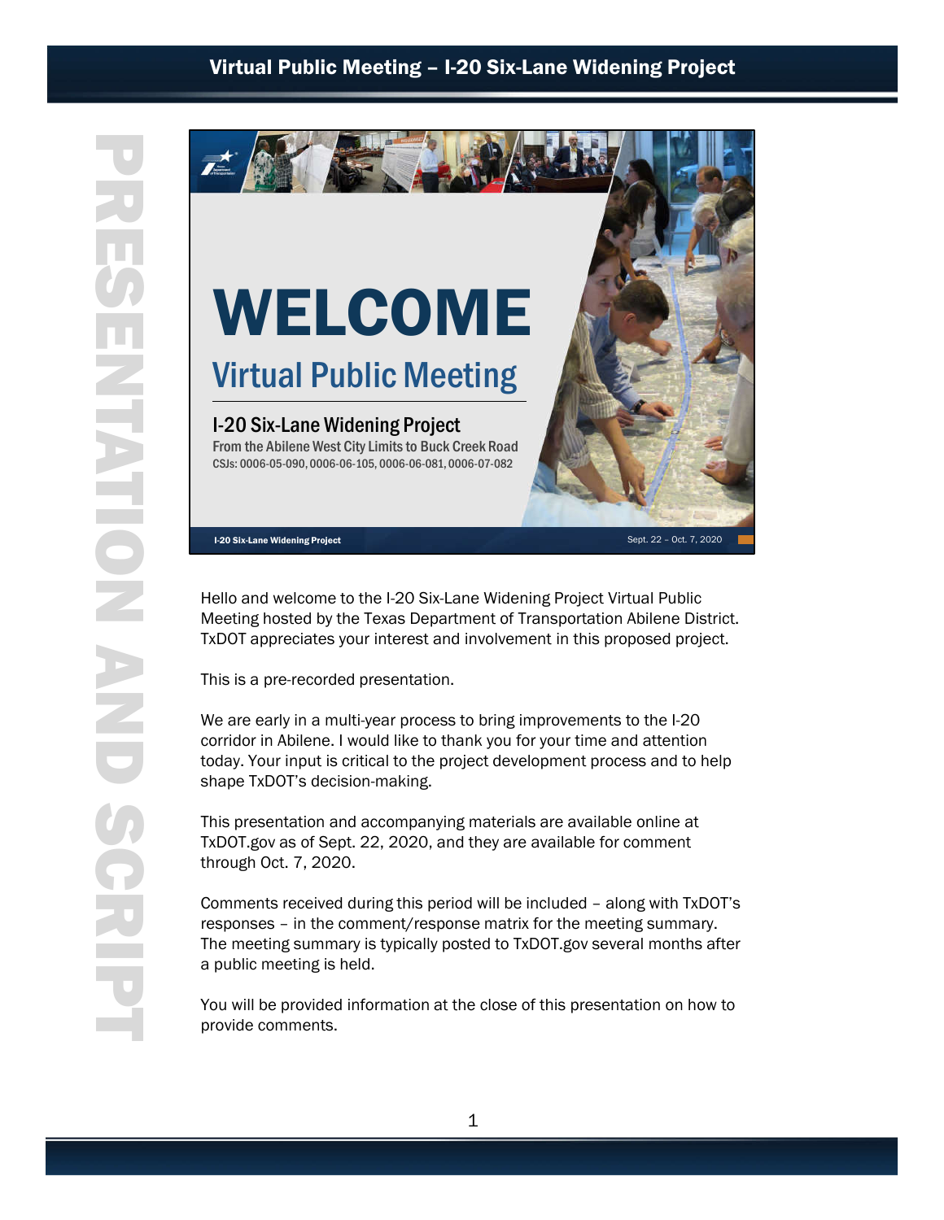# WELCOME

## Virtual Public Meeting

### I-20 Six-Lane Widening Project

From the Abilene West City Limits to Buck Creek Road

CSJs: 0006-05-090, 0006-06-105, 0006-06-081, 0006-07-082

I-20 Six-Lane Widening Project | Sept. 22 – Oct. 7, 2020

Hello and welcome to the I-20 Six-Lane Widening Project Virtual Public Meeting hosted by the Texas Department of Transportation Abilene District. TxDOT appreciates your interest and involvement in this proposed project.

This is a pre-recorded presentation.

We are early in a multi-year process to bring improvements to the I-20 corridor in Abilene. I would like to thank you for your time and attention today. Your input is critical to the project development process and to help shape TxDOT's decision-making.

This presentation and accompanying materials are available online at TxDOT.gov as of Sept. 22, 2020, and they are available for comment through Oct. 7, 2020.

Comments received during this period will be included – along with TxDOT's responses – in the comment/response matrix for the meeting summary. The meeting summary is typically posted to TxDOT.gov several months after a public meeting is held.

You will be provided information at the close of this presentation on how to provide comments.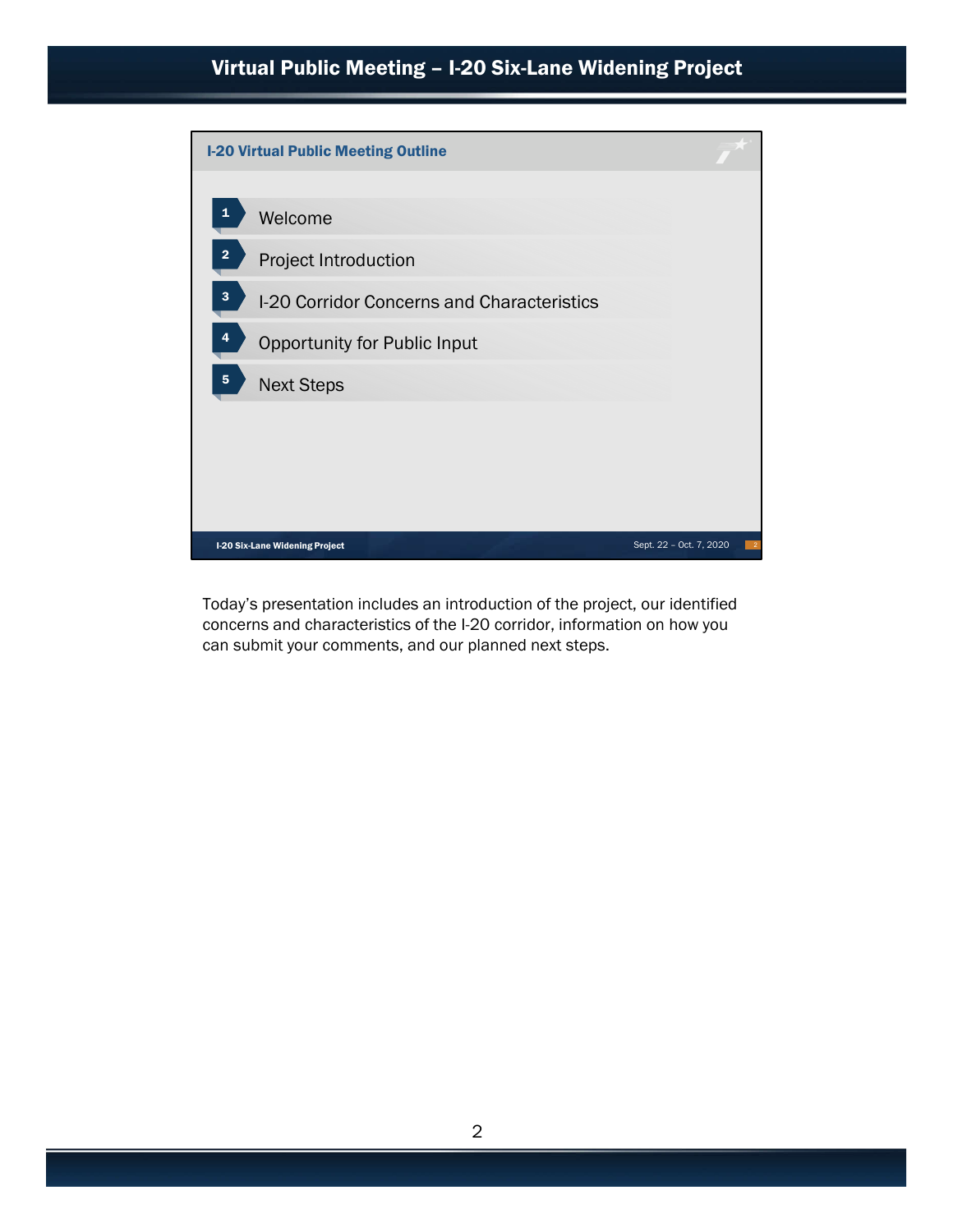## I-20 Virtual Public Meeting Outline

1. Welcome
2. Project Introduction
3. I-20 Corridor Concerns and Characteristics
4. Opportunity for Public Input
5. Next Steps

I-20 Six-Lane Widening Project — Sept. 22 – Oct. 7, 2020

Today's presentation includes an introduction of the project, our identified concerns and characteristics of the I-20 corridor, information on how you can submit your comments, and our planned next steps.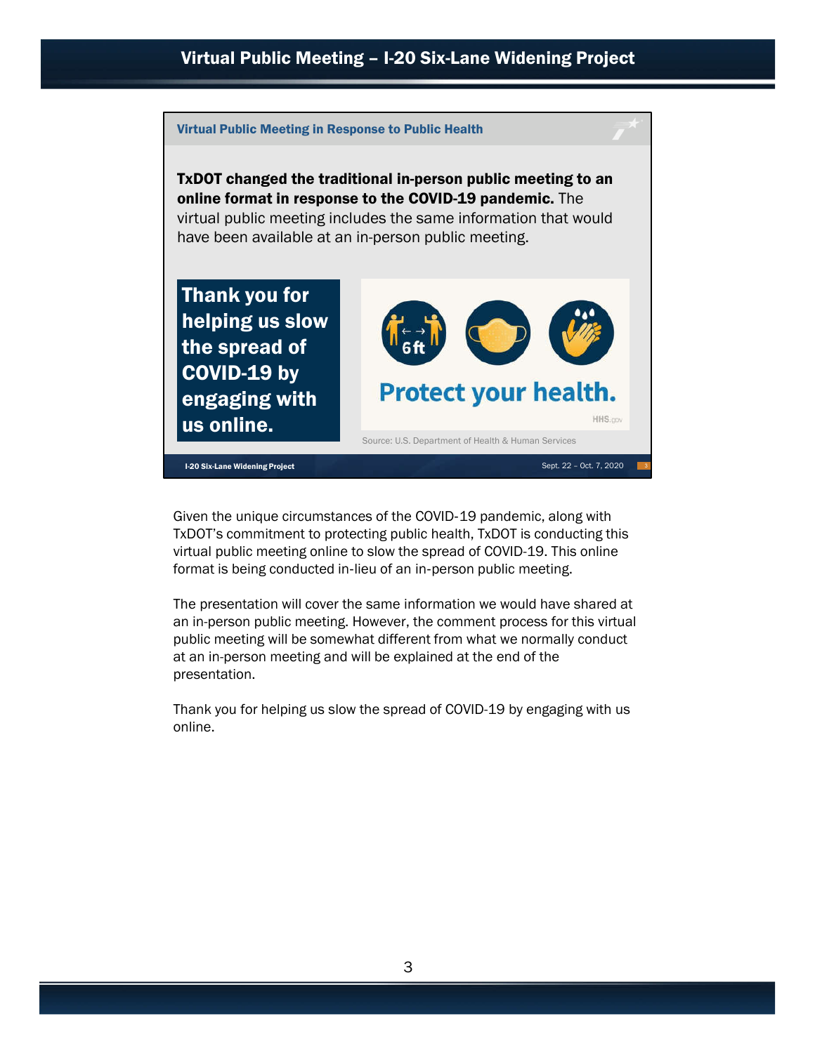## Virtual Public Meeting in Response to Public Health

**TxDOT changed the traditional in-person public meeting to an online format in response to the COVID-19 pandemic.** The virtual public meeting includes the same information that would have been available at an in-person public meeting.

**Thank you for helping us slow the spread of COVID-19 by engaging with us online.**

6 ft

**Protect your health.**

HHS.gov

Source: U.S. Department of Health & Human Services

I-20 Six-Lane Widening Project | Sept. 22 – Oct. 7, 2020

Given the unique circumstances of the COVID-19 pandemic, along with TxDOT's commitment to protecting public health, TxDOT is conducting this virtual public meeting online to slow the spread of COVID-19. This online format is being conducted in-lieu of an in-person public meeting.

The presentation will cover the same information we would have shared at an in-person public meeting. However, the comment process for this virtual public meeting will be somewhat different from what we normally conduct at an in-person meeting and will be explained at the end of the presentation.

Thank you for helping us slow the spread of COVID-19 by engaging with us online.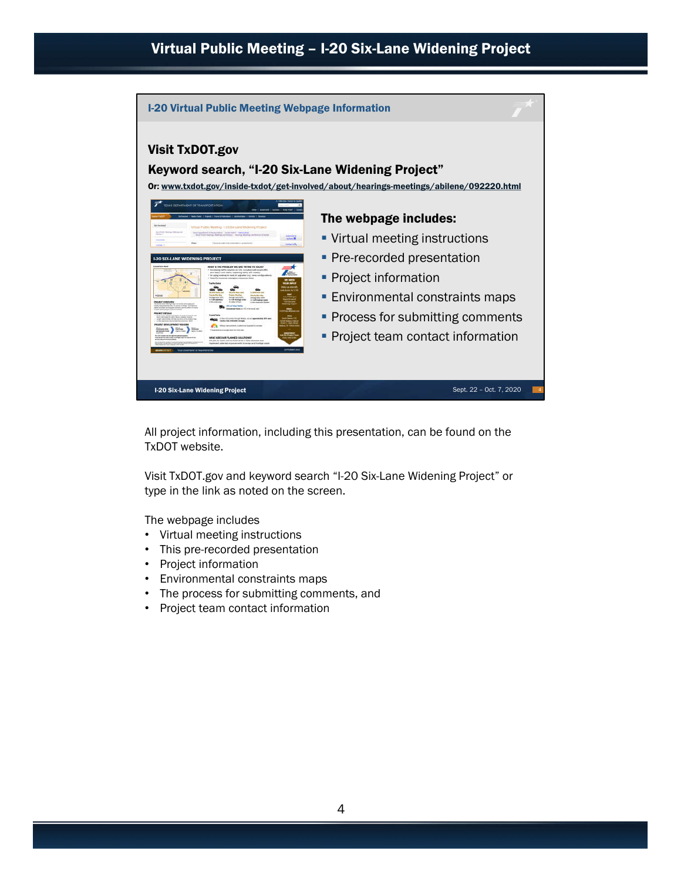## I-20 Virtual Public Meeting Webpage Information

**Visit TxDOT.gov**

**Keyword search, "I-20 Six-Lane Widening Project"**

**Or: www.txdot.gov/inside-txdot/get-involved/about/hearings-meetings/abilene/092220.html**

**The webpage includes:**

- Virtual meeting instructions
- Pre-recorded presentation
- Project information
- Environmental constraints maps
- Process for submitting comments
- Project team contact information

I-20 Six-Lane Widening Project — Sept. 22 – Oct. 7, 2020

All project information, including this presentation, can be found on the TxDOT website.

Visit TxDOT.gov and keyword search "I-20 Six-Lane Widening Project" or type in the link as noted on the screen.

The webpage includes

- Virtual meeting instructions
- This pre-recorded presentation
- Project information
- Environmental constraints maps
- The process for submitting comments, and
- Project team contact information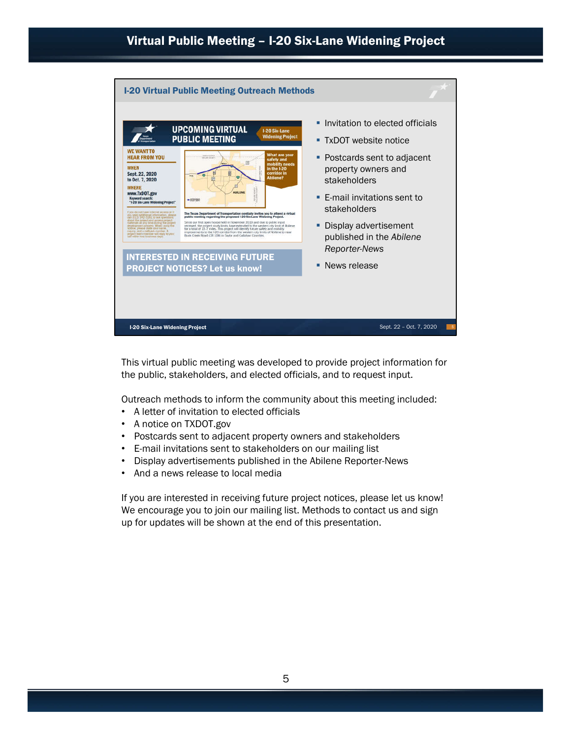# Virtual Public Meeting – I-20 Six-Lane Widening Project

## I-20 Virtual Public Meeting Outreach Methods

- Invitation to elected officials
- TxDOT website notice
- Postcards sent to adjacent property owners and stakeholders
- E-mail invitations sent to stakeholders
- Display advertisement published in the *Abilene Reporter-News*
- News release

**INTERESTED IN RECEIVING FUTURE PROJECT NOTICES? Let us know!**

This virtual public meeting was developed to provide project information for the public, stakeholders, and elected officials, and to request input.

Outreach methods to inform the community about this meeting included:

- A letter of invitation to elected officials
- A notice on TXDOT.gov
- Postcards sent to adjacent property owners and stakeholders
- E-mail invitations sent to stakeholders on our mailing list
- Display advertisements published in the Abilene Reporter-News
- And a news release to local media

If you are interested in receiving future project notices, please let us know! We encourage you to join our mailing list. Methods to contact us and sign up for updates will be shown at the end of this presentation.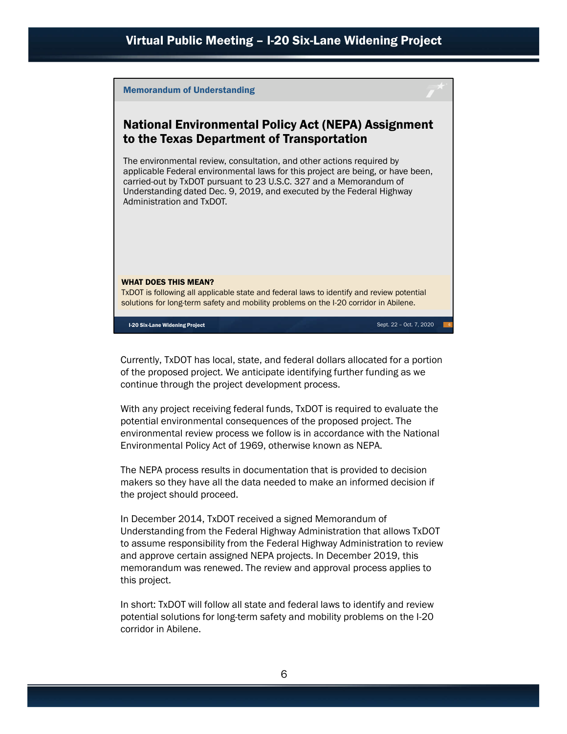**Memorandum of Understanding**

## National Environmental Policy Act (NEPA) Assignment to the Texas Department of Transportation

The environmental review, consultation, and other actions required by applicable Federal environmental laws for this project are being, or have been, carried-out by TxDOT pursuant to 23 U.S.C. 327 and a Memorandum of Understanding dated Dec. 9, 2019, and executed by the Federal Highway Administration and TxDOT.

**WHAT DOES THIS MEAN?**
TxDOT is following all applicable state and federal laws to identify and review potential solutions for long-term safety and mobility problems on the I-20 corridor in Abilene.

I-20 Six-Lane Widening Project — Sept. 22 – Oct. 7, 2020

Currently, TxDOT has local, state, and federal dollars allocated for a portion of the proposed project. We anticipate identifying further funding as we continue through the project development process.

With any project receiving federal funds, TxDOT is required to evaluate the potential environmental consequences of the proposed project. The environmental review process we follow is in accordance with the National Environmental Policy Act of 1969, otherwise known as NEPA.

The NEPA process results in documentation that is provided to decision makers so they have all the data needed to make an informed decision if the project should proceed.

In December 2014, TxDOT received a signed Memorandum of Understanding from the Federal Highway Administration that allows TxDOT to assume responsibility from the Federal Highway Administration to review and approve certain assigned NEPA projects. In December 2019, this memorandum was renewed. The review and approval process applies to this project.

In short: TxDOT will follow all state and federal laws to identify and review potential solutions for long-term safety and mobility problems on the I-20 corridor in Abilene.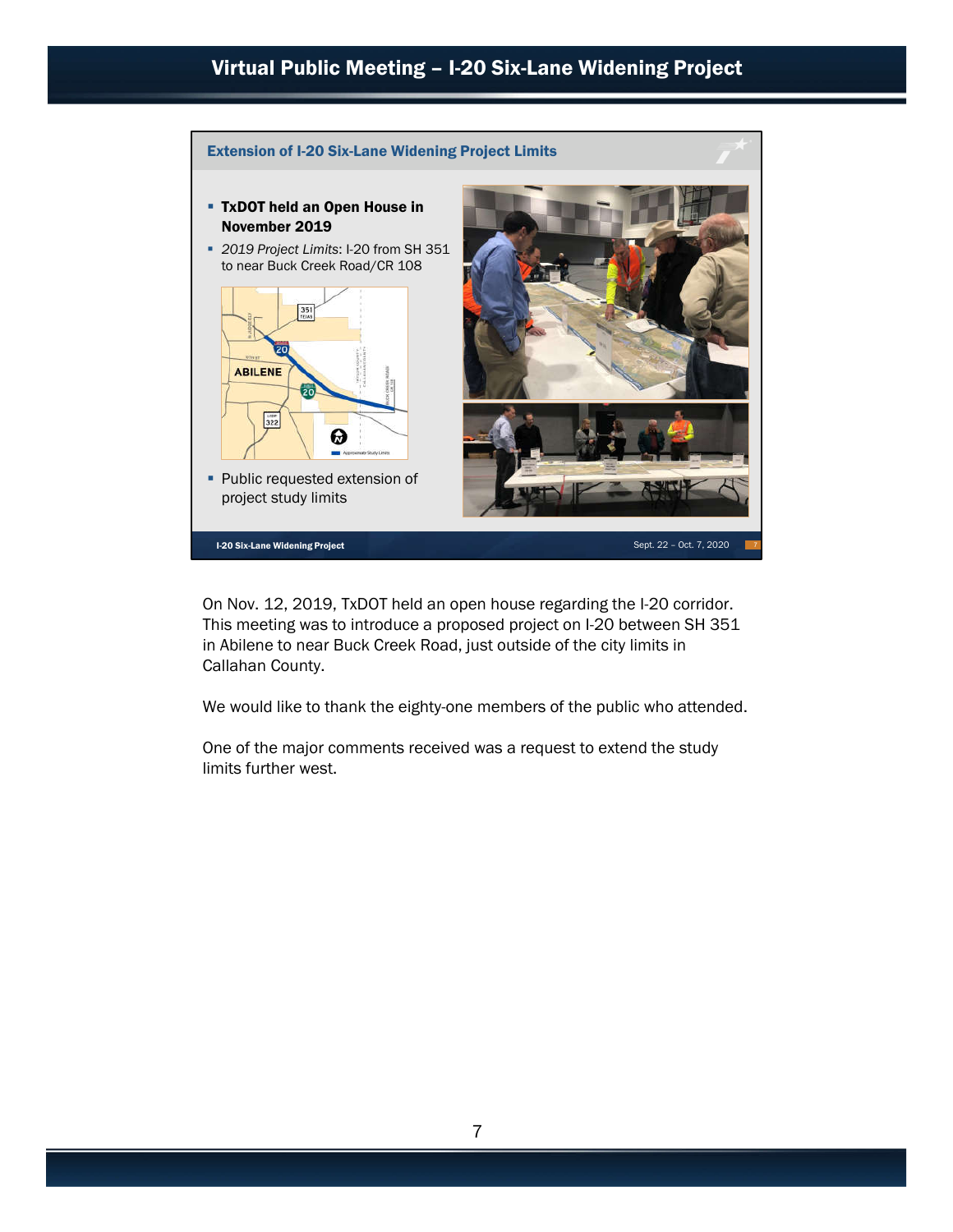## Extension of I-20 Six-Lane Widening Project Limits

- **TxDOT held an Open House in November 2019**
- *2019 Project Limits*: I-20 from SH 351 to near Buck Creek Road/CR 108
- Public requested extension of project study limits

On Nov. 12, 2019, TxDOT held an open house regarding the I-20 corridor. This meeting was to introduce a proposed project on I-20 between SH 351 in Abilene to near Buck Creek Road, just outside of the city limits in Callahan County.

We would like to thank the eighty-one members of the public who attended.

One of the major comments received was a request to extend the study limits further west.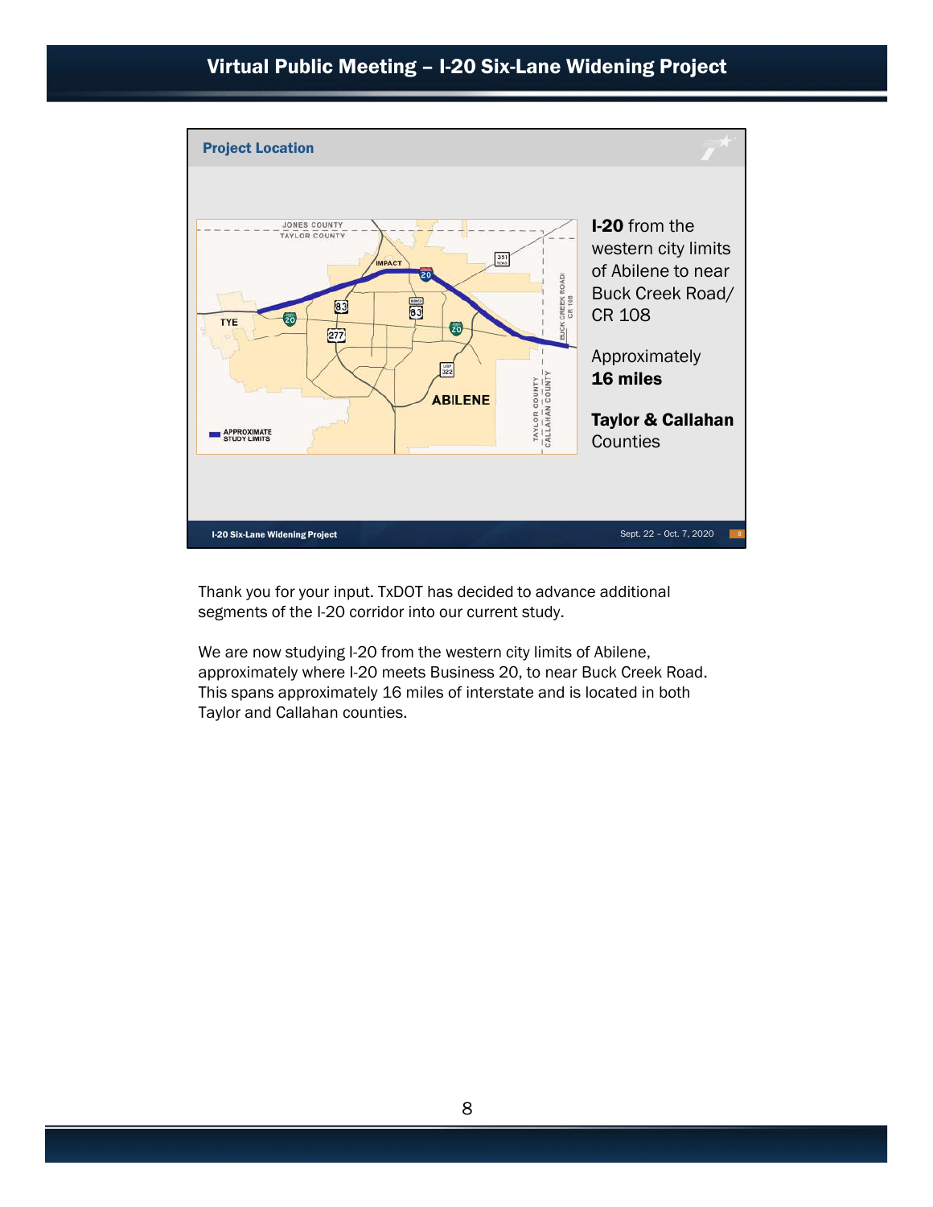## Project Location

**I-20** from the western city limits of Abilene to near Buck Creek Road/ CR 108

Approximately **16 miles**

**Taylor & Callahan** Counties

Thank you for your input. TxDOT has decided to advance additional segments of the I-20 corridor into our current study.

We are now studying I-20 from the western city limits of Abilene, approximately where I-20 meets Business 20, to near Buck Creek Road. This spans approximately 16 miles of interstate and is located in both Taylor and Callahan counties.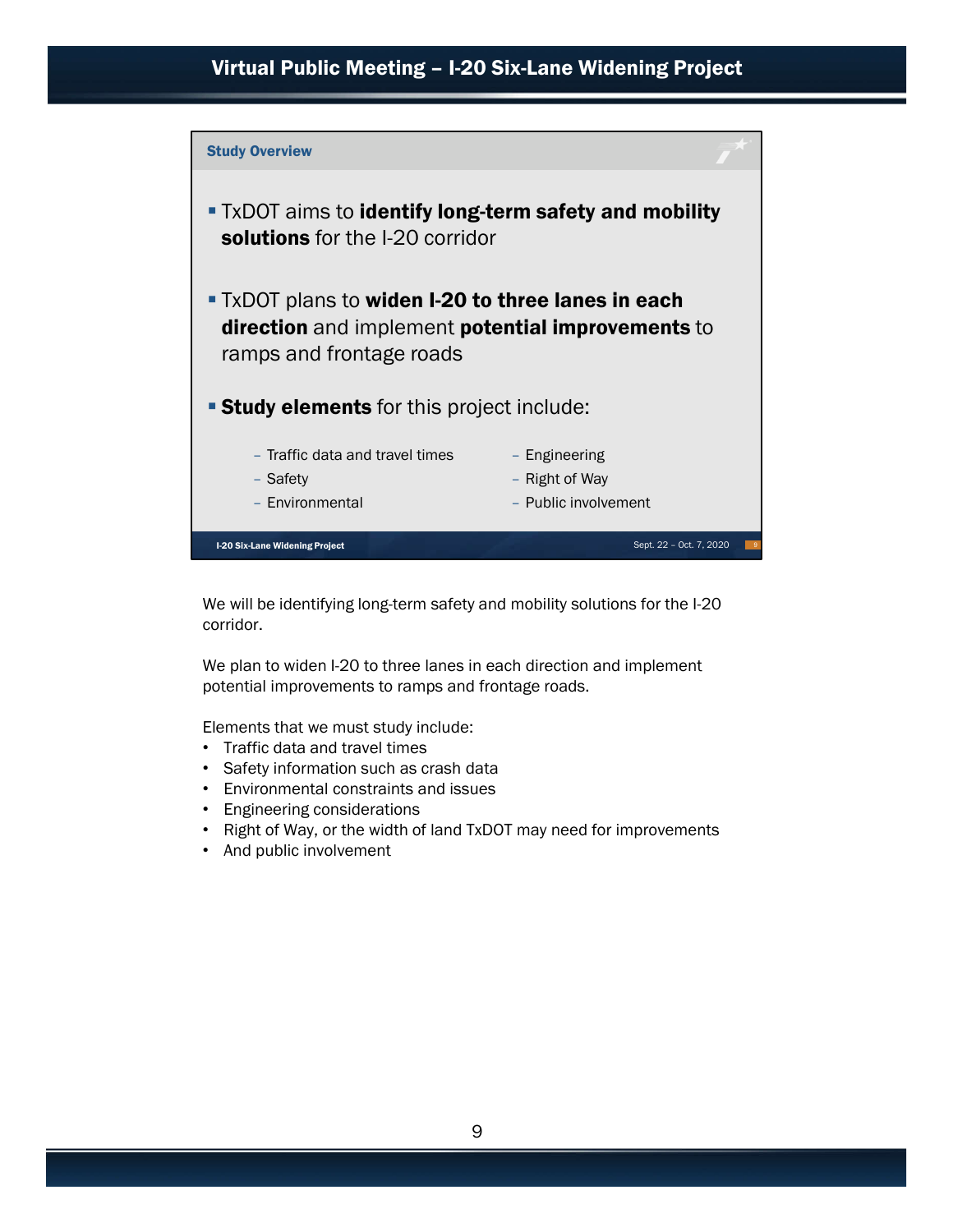## Study Overview

- TxDOT aims to **identify long-term safety and mobility solutions** for the I-20 corridor
- TxDOT plans to **widen I-20 to three lanes in each direction** and implement **potential improvements** to ramps and frontage roads
- **Study elements** for this project include:
  - Traffic data and travel times
  - Safety
  - Environmental
  - Engineering
  - Right of Way
  - Public involvement

We will be identifying long-term safety and mobility solutions for the I-20 corridor.

We plan to widen I-20 to three lanes in each direction and implement potential improvements to ramps and frontage roads.

Elements that we must study include:

- Traffic data and travel times
- Safety information such as crash data
- Environmental constraints and issues
- Engineering considerations
- Right of Way, or the width of land TxDOT may need for improvements
- And public involvement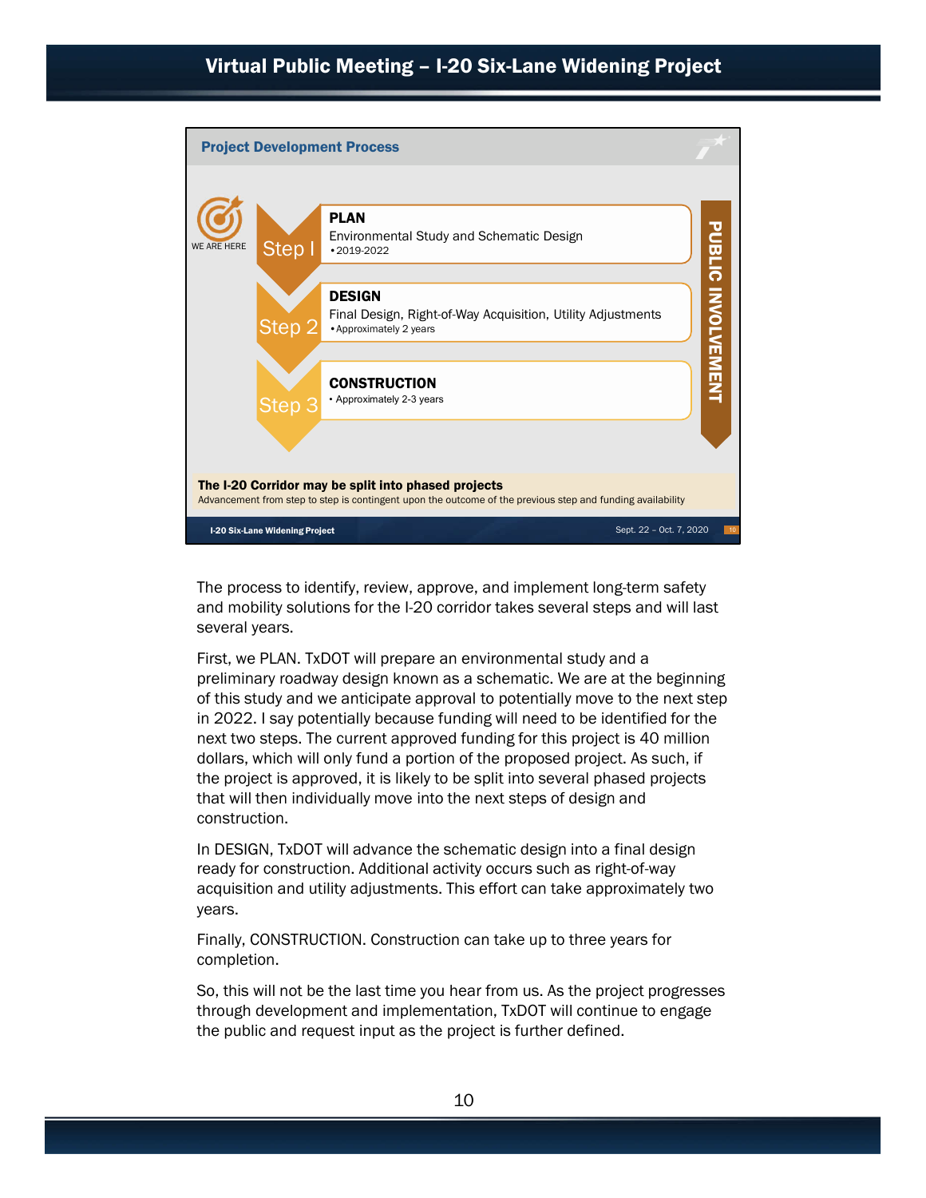## Project Development Process

WE ARE HERE

**Step 1 – PLAN**
Environmental Study and Schematic Design
- 2019-2022

**Step 2 – DESIGN**
Final Design, Right-of-Way Acquisition, Utility Adjustments
- Approximately 2 years

**Step 3 – CONSTRUCTION**
- Approximately 2-3 years

PUBLIC INVOLVEMENT

**The I-20 Corridor may be split into phased projects**
Advancement from step to step is contingent upon the outcome of the previous step and funding availability

I-20 Six-Lane Widening Project — Sept. 22 – Oct. 7, 2020

The process to identify, review, approve, and implement long-term safety and mobility solutions for the I-20 corridor takes several steps and will last several years.

First, we PLAN. TxDOT will prepare an environmental study and a preliminary roadway design known as a schematic. We are at the beginning of this study and we anticipate approval to potentially move to the next step in 2022. I say potentially because funding will need to be identified for the next two steps. The current approved funding for this project is 40 million dollars, which will only fund a portion of the proposed project. As such, if the project is approved, it is likely to be split into several phased projects that will then individually move into the next steps of design and construction.

In DESIGN, TxDOT will advance the schematic design into a final design ready for construction. Additional activity occurs such as right-of-way acquisition and utility adjustments. This effort can take approximately two years.

Finally, CONSTRUCTION. Construction can take up to three years for completion.

So, this will not be the last time you hear from us. As the project progresses through development and implementation, TxDOT will continue to engage the public and request input as the project is further defined.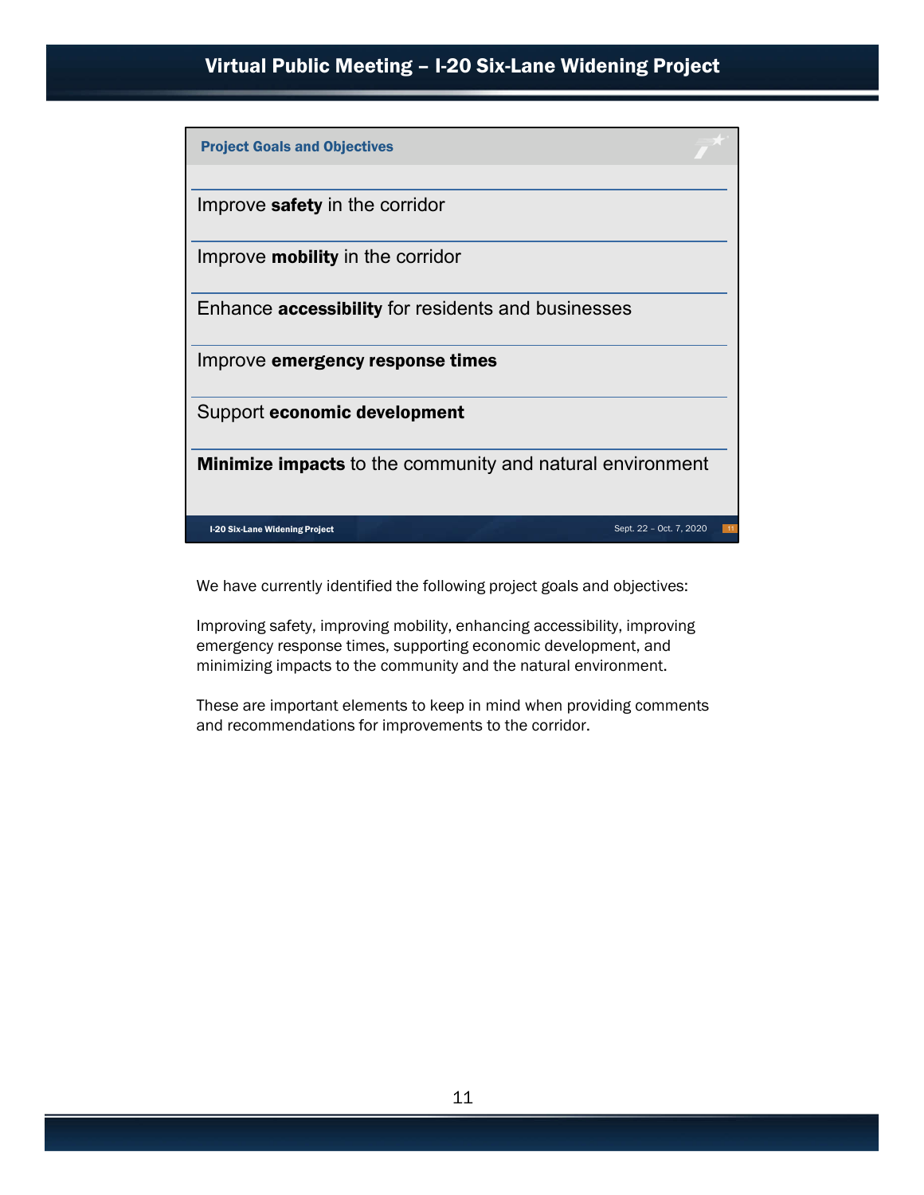## Project Goals and Objectives

- Improve **safety** in the corridor
- Improve **mobility** in the corridor
- Enhance **accessibility** for residents and businesses
- Improve **emergency response times**
- Support **economic development**
- **Minimize impacts** to the community and natural environment

We have currently identified the following project goals and objectives:

Improving safety, improving mobility, enhancing accessibility, improving emergency response times, supporting economic development, and minimizing impacts to the community and the natural environment.

These are important elements to keep in mind when providing comments and recommendations for improvements to the corridor.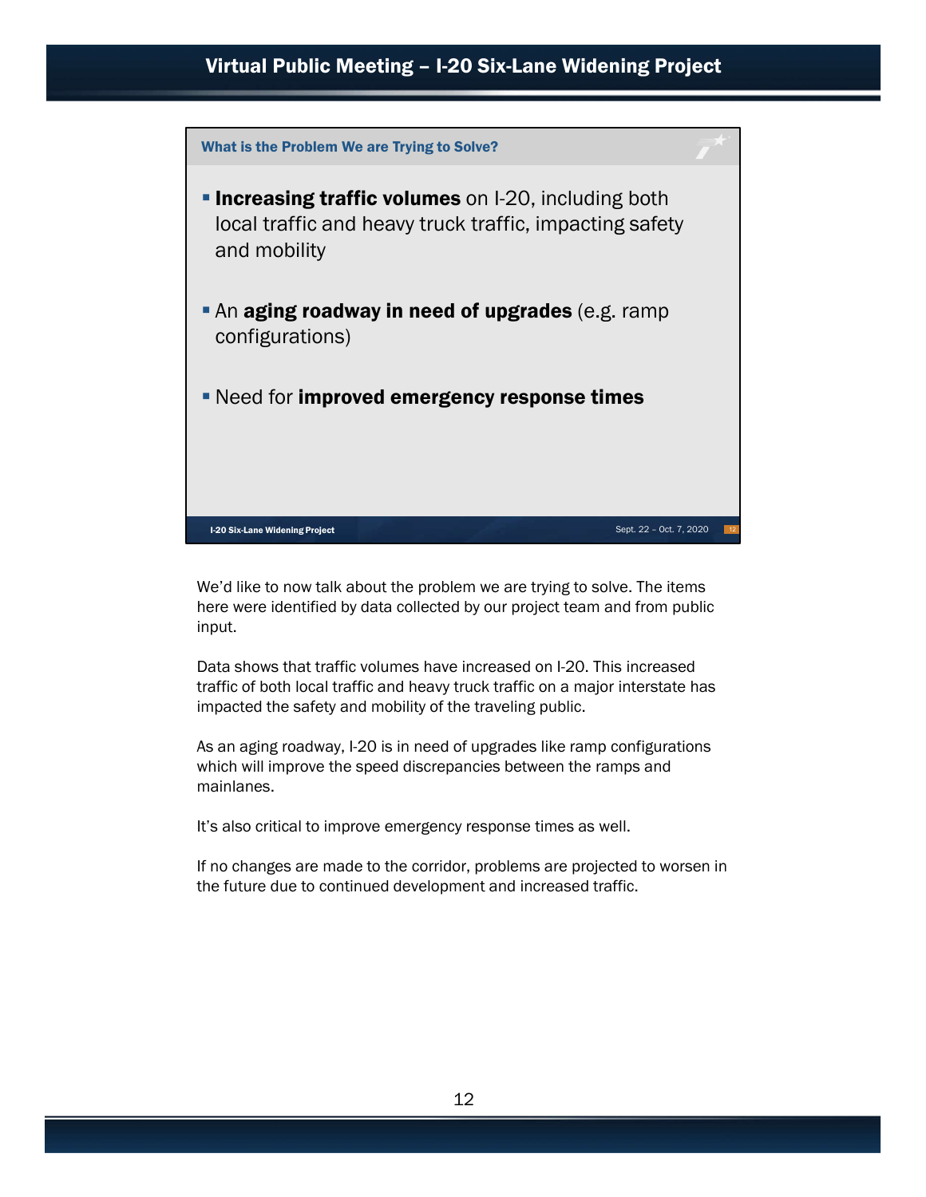## What is the Problem We are Trying to Solve?

- **Increasing traffic volumes** on I-20, including both local traffic and heavy truck traffic, impacting safety and mobility
- An **aging roadway in need of upgrades** (e.g. ramp configurations)
- Need for **improved emergency response times**

I-20 Six-Lane Widening Project — Sept. 22 – Oct. 7, 2020

We'd like to now talk about the problem we are trying to solve. The items here were identified by data collected by our project team and from public input.

Data shows that traffic volumes have increased on I-20. This increased traffic of both local traffic and heavy truck traffic on a major interstate has impacted the safety and mobility of the traveling public.

As an aging roadway, I-20 is in need of upgrades like ramp configurations which will improve the speed discrepancies between the ramps and mainlanes.

It's also critical to improve emergency response times as well.

If no changes are made to the corridor, problems are projected to worsen in the future due to continued development and increased traffic.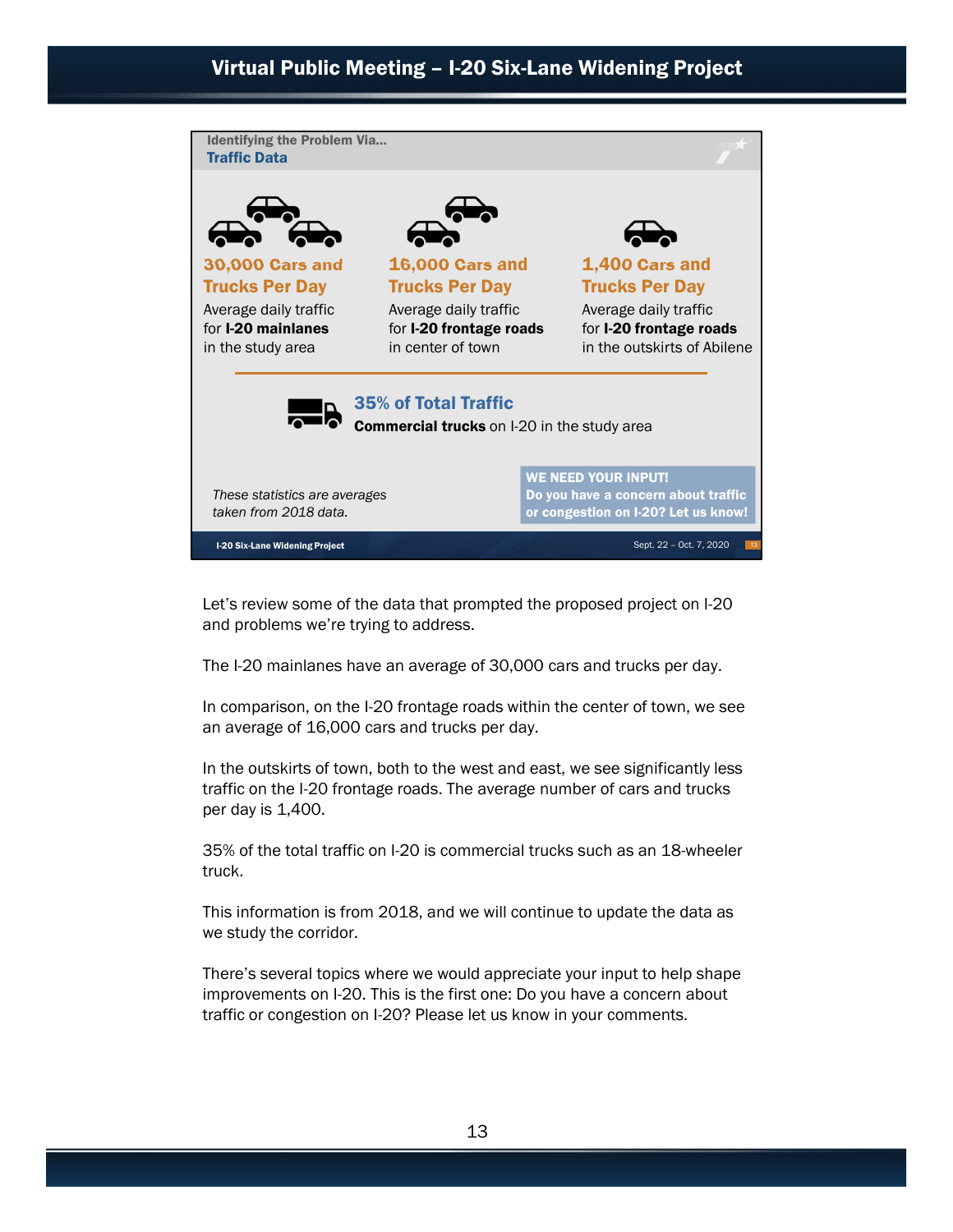## Identifying the Problem Via...
### Traffic Data

**30,000 Cars and Trucks Per Day**
Average daily traffic for **I-20 mainlanes** in the study area

**16,000 Cars and Trucks Per Day**
Average daily traffic for **I-20 frontage roads** in center of town

**1,400 Cars and Trucks Per Day**
Average daily traffic for **I-20 frontage roads** in the outskirts of Abilene

**35% of Total Traffic**
**Commercial trucks** on I-20 in the study area

*These statistics are averages taken from 2018 data.*

**WE NEED YOUR INPUT!**
**Do you have a concern about traffic or congestion on I-20? Let us know!**

I-20 Six-Lane Widening Project — Sept. 22 – Oct. 7, 2020

Let's review some of the data that prompted the proposed project on I-20 and problems we're trying to address.

The I-20 mainlanes have an average of 30,000 cars and trucks per day.

In comparison, on the I-20 frontage roads within the center of town, we see an average of 16,000 cars and trucks per day.

In the outskirts of town, both to the west and east, we see significantly less traffic on the I-20 frontage roads. The average number of cars and trucks per day is 1,400.

35% of the total traffic on I-20 is commercial trucks such as an 18-wheeler truck.

This information is from 2018, and we will continue to update the data as we study the corridor.

There's several topics where we would appreciate your input to help shape improvements on I-20. This is the first one: Do you have a concern about traffic or congestion on I-20? Please let us know in your comments.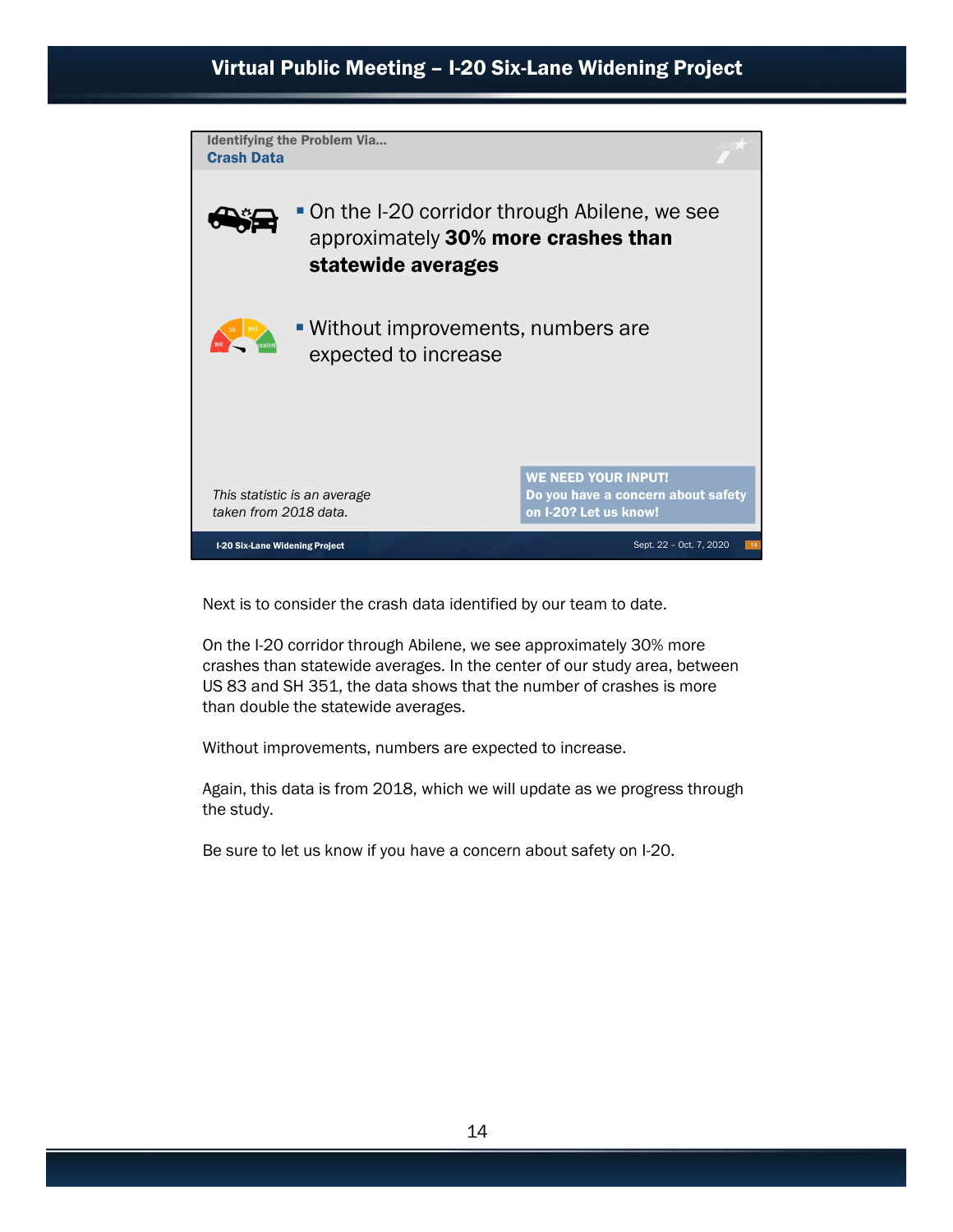Identifying the Problem Via...
## Crash Data

- On the I-20 corridor through Abilene, we see approximately **30% more crashes than statewide averages**
- Without improvements, numbers are expected to increase

*This statistic is an average taken from 2018 data.*

**WE NEED YOUR INPUT!**
**Do you have a concern about safety on I-20? Let us know!**

Next is to consider the crash data identified by our team to date.

On the I-20 corridor through Abilene, we see approximately 30% more crashes than statewide averages. In the center of our study area, between US 83 and SH 351, the data shows that the number of crashes is more than double the statewide averages.

Without improvements, numbers are expected to increase.

Again, this data is from 2018, which we will update as we progress through the study.

Be sure to let us know if you have a concern about safety on I-20.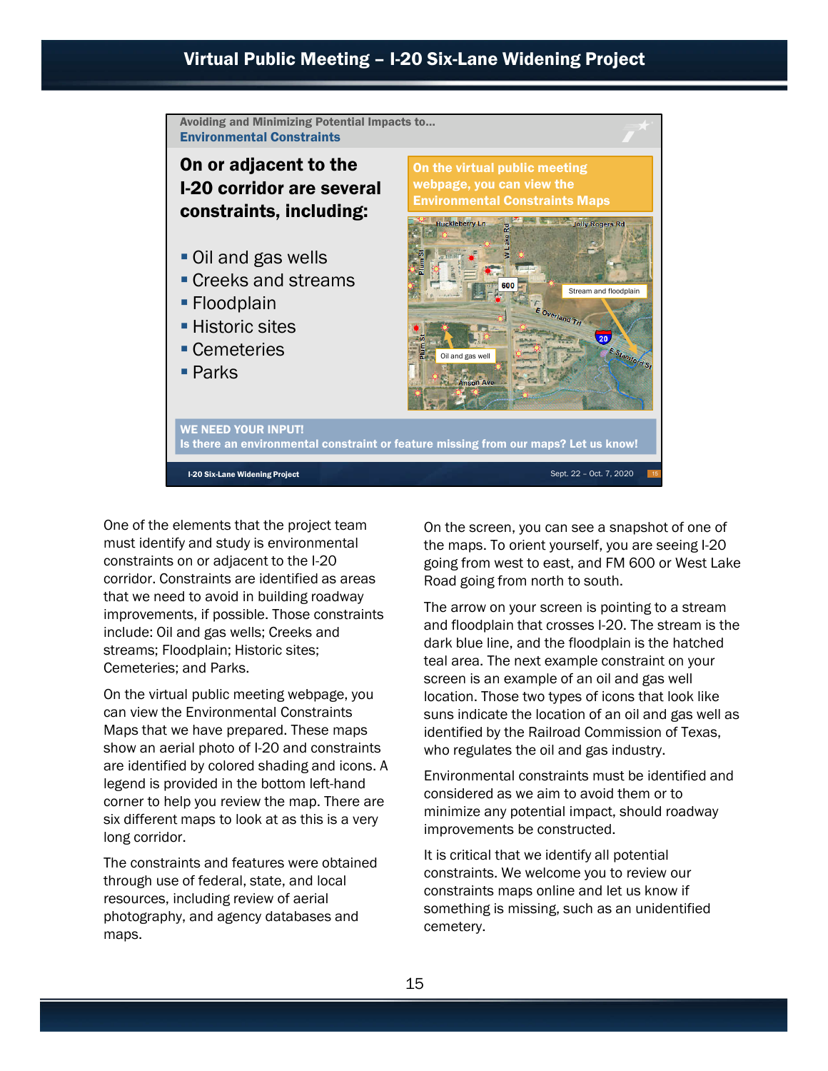### Avoiding and Minimizing Potential Impacts to...
## Environmental Constraints

**On or adjacent to the I-20 corridor are several constraints, including:**

- Oil and gas wells
- Creeks and streams
- Floodplain
- Historic sites
- Cemeteries
- Parks

**On the virtual public meeting webpage, you can view the Environmental Constraints Maps**

**WE NEED YOUR INPUT!**
**Is there an environmental constraint or feature missing from our maps? Let us know!**

One of the elements that the project team must identify and study is environmental constraints on or adjacent to the I-20 corridor. Constraints are identified as areas that we need to avoid in building roadway improvements, if possible. Those constraints include: Oil and gas wells; Creeks and streams; Floodplain; Historic sites; Cemeteries; and Parks.

On the virtual public meeting webpage, you can view the Environmental Constraints Maps that we have prepared. These maps show an aerial photo of I-20 and constraints are identified by colored shading and icons. A legend is provided in the bottom left-hand corner to help you review the map. There are six different maps to look at as this is a very long corridor.

The constraints and features were obtained through use of federal, state, and local resources, including review of aerial photography, and agency databases and maps.

On the screen, you can see a snapshot of one of the maps. To orient yourself, you are seeing I-20 going from west to east, and FM 600 or West Lake Road going from north to south.

The arrow on your screen is pointing to a stream and floodplain that crosses I-20. The stream is the dark blue line, and the floodplain is the hatched teal area. The next example constraint on your screen is an example of an oil and gas well location. Those two types of icons that look like suns indicate the location of an oil and gas well as identified by the Railroad Commission of Texas, who regulates the oil and gas industry.

Environmental constraints must be identified and considered as we aim to avoid them or to minimize any potential impact, should roadway improvements be constructed.

It is critical that we identify all potential constraints. We welcome you to review our constraints maps online and let us know if something is missing, such as an unidentified cemetery.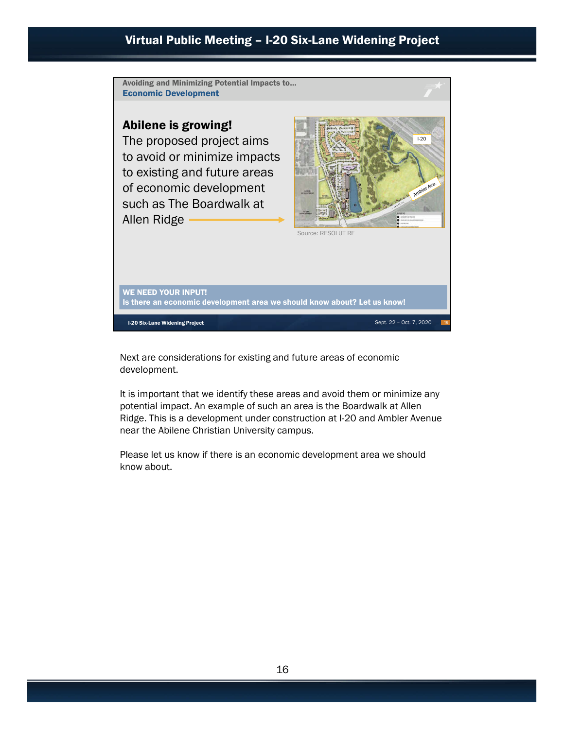Avoiding and Minimizing Potential Impacts to...

## Economic Development

**Abilene is growing!**
The proposed project aims to avoid or minimize impacts to existing and future areas of economic development such as The Boardwalk at Allen Ridge

Source: RESOLUT RE

**WE NEED YOUR INPUT!**
**Is there an economic development area we should know about? Let us know!**

I-20 Six-Lane Widening Project Sept. 22 – Oct. 7, 2020

Next are considerations for existing and future areas of economic development.

It is important that we identify these areas and avoid them or minimize any potential impact. An example of such an area is the Boardwalk at Allen Ridge. This is a development under construction at I-20 and Ambler Avenue near the Abilene Christian University campus.

Please let us know if there is an economic development area we should know about.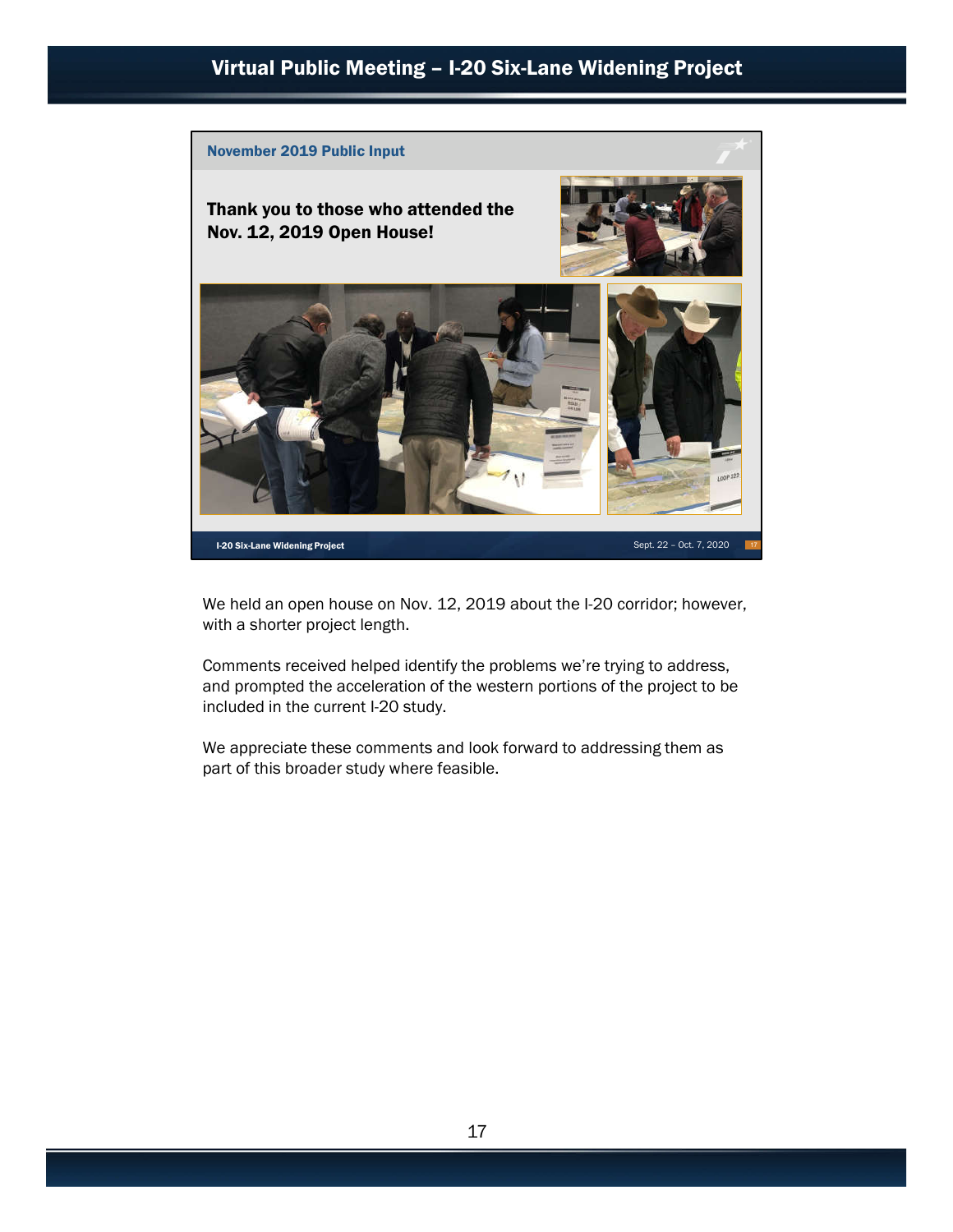## November 2019 Public Input

**Thank you to those who attended the Nov. 12, 2019 Open House!**

We held an open house on Nov. 12, 2019 about the I-20 corridor; however, with a shorter project length.

Comments received helped identify the problems we're trying to address, and prompted the acceleration of the western portions of the project to be included in the current I-20 study.

We appreciate these comments and look forward to addressing them as part of this broader study where feasible.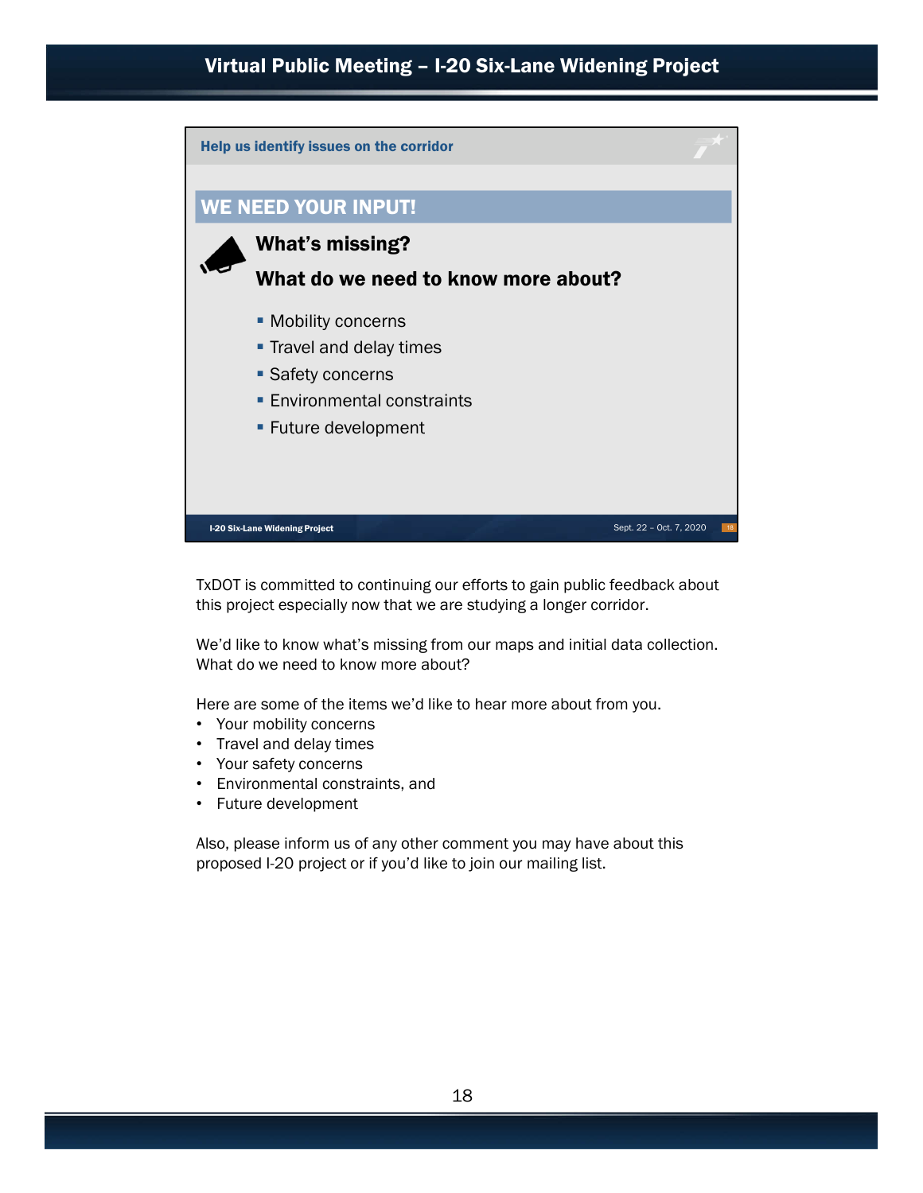## Help us identify issues on the corridor

### WE NEED YOUR INPUT!

**What's missing?**

**What do we need to know more about?**

- Mobility concerns
- Travel and delay times
- Safety concerns
- Environmental constraints
- Future development

I-20 Six-Lane Widening Project — Sept. 22 – Oct. 7, 2020

TxDOT is committed to continuing our efforts to gain public feedback about this project especially now that we are studying a longer corridor.

We'd like to know what's missing from our maps and initial data collection. What do we need to know more about?

Here are some of the items we'd like to hear more about from you.

- Your mobility concerns
- Travel and delay times
- Your safety concerns
- Environmental constraints, and
- Future development

Also, please inform us of any other comment you may have about this proposed I-20 project or if you'd like to join our mailing list.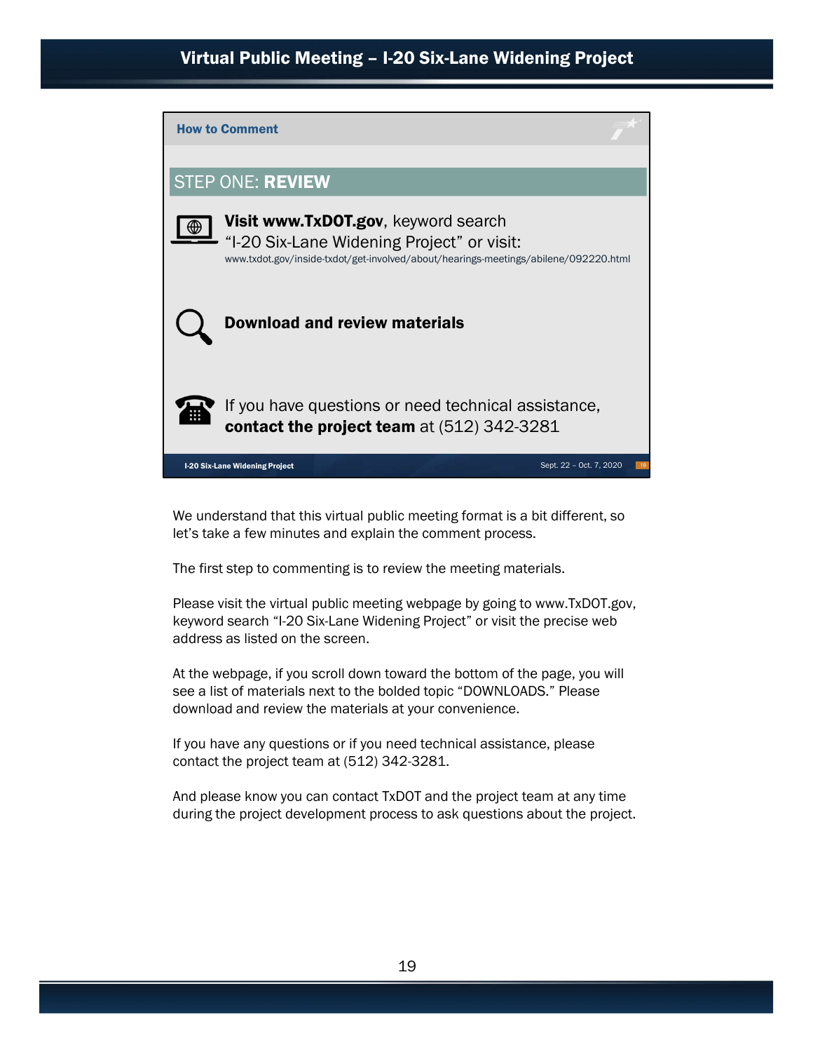## How to Comment

### STEP ONE: **REVIEW**

**Visit www.TxDOT.gov**, keyword search "I-20 Six-Lane Widening Project" or visit:
www.txdot.gov/inside-txdot/get-involved/about/hearings-meetings/abilene/092220.html

**Download and review materials**

If you have questions or need technical assistance, **contact the project team** at (512) 342-3281

I-20 Six-Lane Widening Project — Sept. 22 – Oct. 7, 2020

We understand that this virtual public meeting format is a bit different, so let's take a few minutes and explain the comment process.

The first step to commenting is to review the meeting materials.

Please visit the virtual public meeting webpage by going to www.TxDOT.gov, keyword search "I-20 Six-Lane Widening Project" or visit the precise web address as listed on the screen.

At the webpage, if you scroll down toward the bottom of the page, you will see a list of materials next to the bolded topic "DOWNLOADS." Please download and review the materials at your convenience.

If you have any questions or if you need technical assistance, please contact the project team at (512) 342-3281.

And please know you can contact TxDOT and the project team at any time during the project development process to ask questions about the project.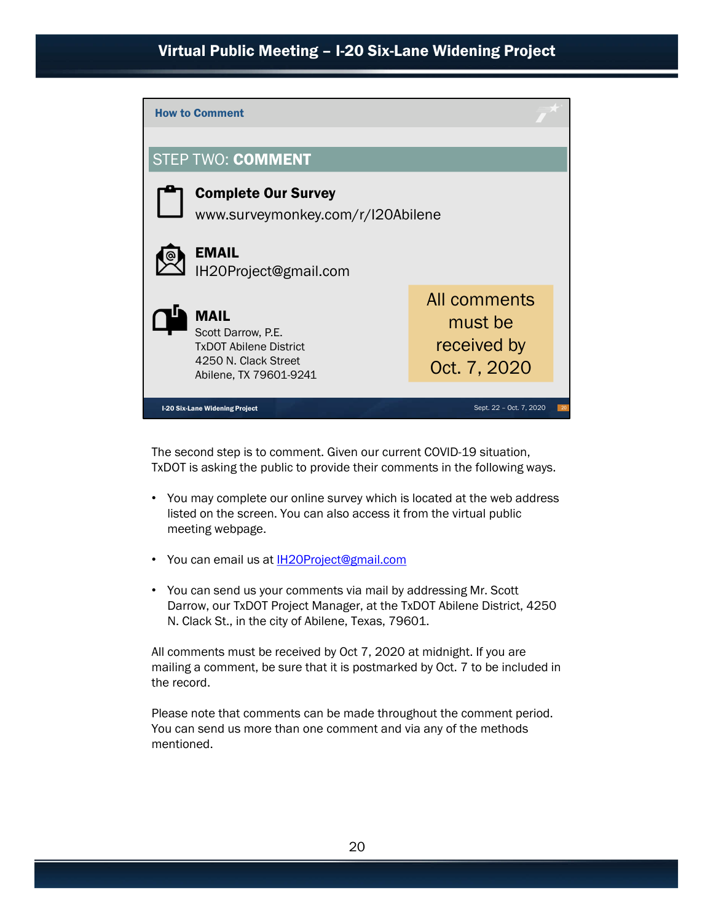## How to Comment

### STEP TWO: COMMENT

**Complete Our Survey**
www.surveymonkey.com/r/I20Abilene

**EMAIL**
IH20Project@gmail.com

**MAIL**
Scott Darrow, P.E.
TxDOT Abilene District
4250 N. Clack Street
Abilene, TX 79601-9241

All comments must be received by Oct. 7, 2020

I-20 Six-Lane Widening Project — Sept. 22 – Oct. 7, 2020

The second step is to comment. Given our current COVID-19 situation, TxDOT is asking the public to provide their comments in the following ways.

- You may complete our online survey which is located at the web address listed on the screen. You can also access it from the virtual public meeting webpage.
- You can email us at IH20Project@gmail.com
- You can send us your comments via mail by addressing Mr. Scott Darrow, our TxDOT Project Manager, at the TxDOT Abilene District, 4250 N. Clack St., in the city of Abilene, Texas, 79601.

All comments must be received by Oct 7, 2020 at midnight. If you are mailing a comment, be sure that it is postmarked by Oct. 7 to be included in the record.

Please note that comments can be made throughout the comment period. You can send us more than one comment and via any of the methods mentioned.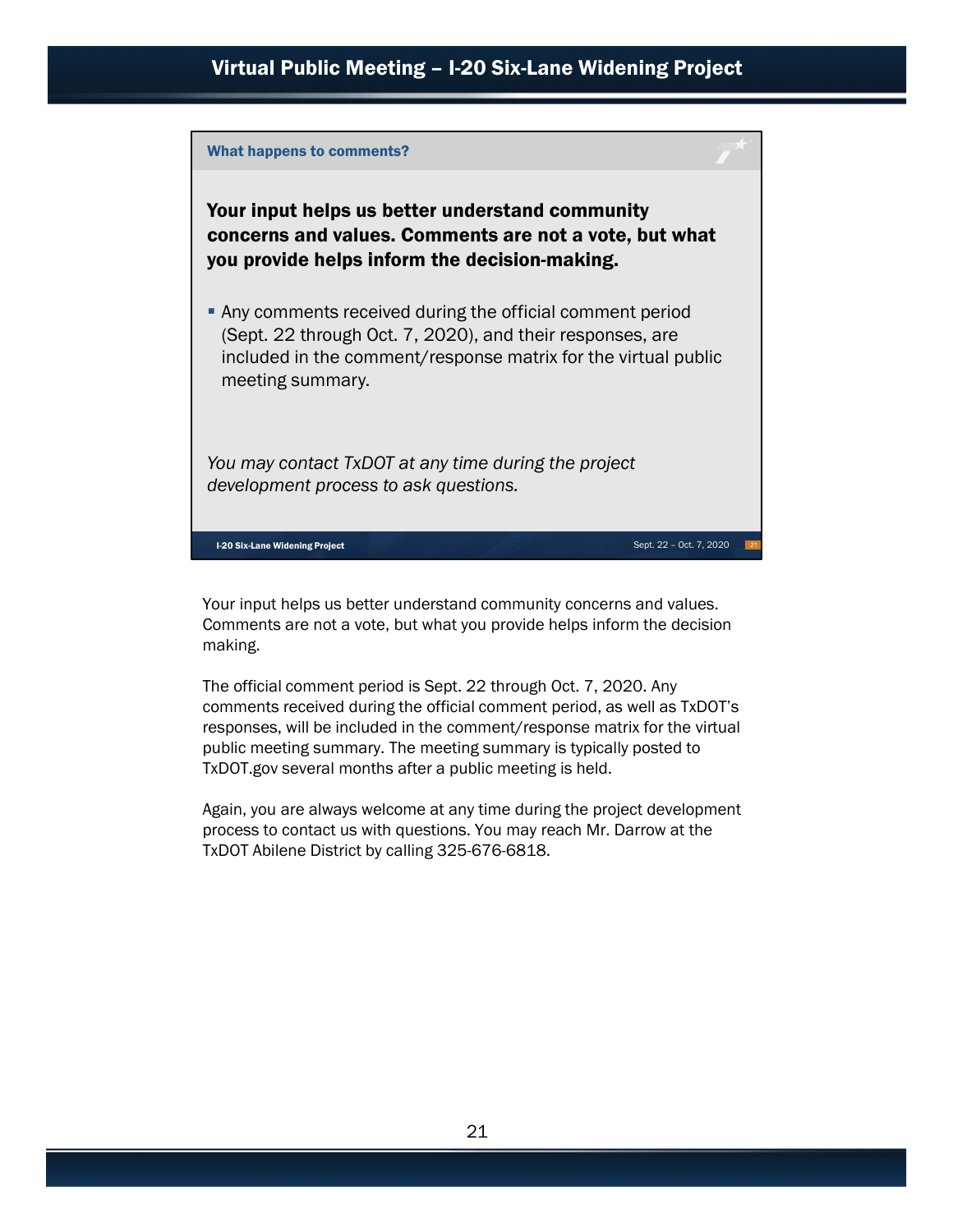### What happens to comments?

**Your input helps us better understand community concerns and values. Comments are not a vote, but what you provide helps inform the decision-making.**

- Any comments received during the official comment period (Sept. 22 through Oct. 7, 2020), and their responses, are included in the comment/response matrix for the virtual public meeting summary.

*You may contact TxDOT at any time during the project development process to ask questions.*

Your input helps us better understand community concerns and values. Comments are not a vote, but what you provide helps inform the decision making.

The official comment period is Sept. 22 through Oct. 7, 2020. Any comments received during the official comment period, as well as TxDOT's responses, will be included in the comment/response matrix for the virtual public meeting summary. The meeting summary is typically posted to TxDOT.gov several months after a public meeting is held.

Again, you are always welcome at any time during the project development process to contact us with questions. You may reach Mr. Darrow at the TxDOT Abilene District by calling 325-676-6818.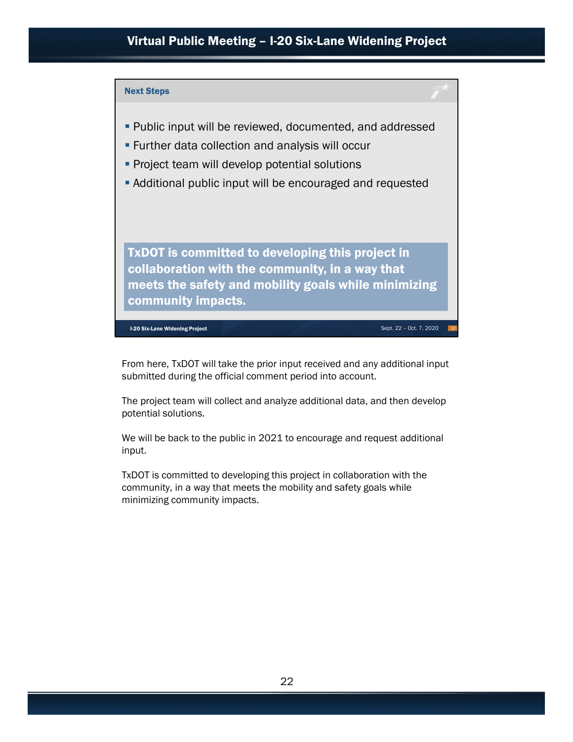## Next Steps

- Public input will be reviewed, documented, and addressed
- Further data collection and analysis will occur
- Project team will develop potential solutions
- Additional public input will be encouraged and requested

**TxDOT is committed to developing this project in collaboration with the community, in a way that meets the safety and mobility goals while minimizing community impacts.**

From here, TxDOT will take the prior input received and any additional input submitted during the official comment period into account.

The project team will collect and analyze additional data, and then develop potential solutions.

We will be back to the public in 2021 to encourage and request additional input.

TxDOT is committed to developing this project in collaboration with the community, in a way that meets the mobility and safety goals while minimizing community impacts.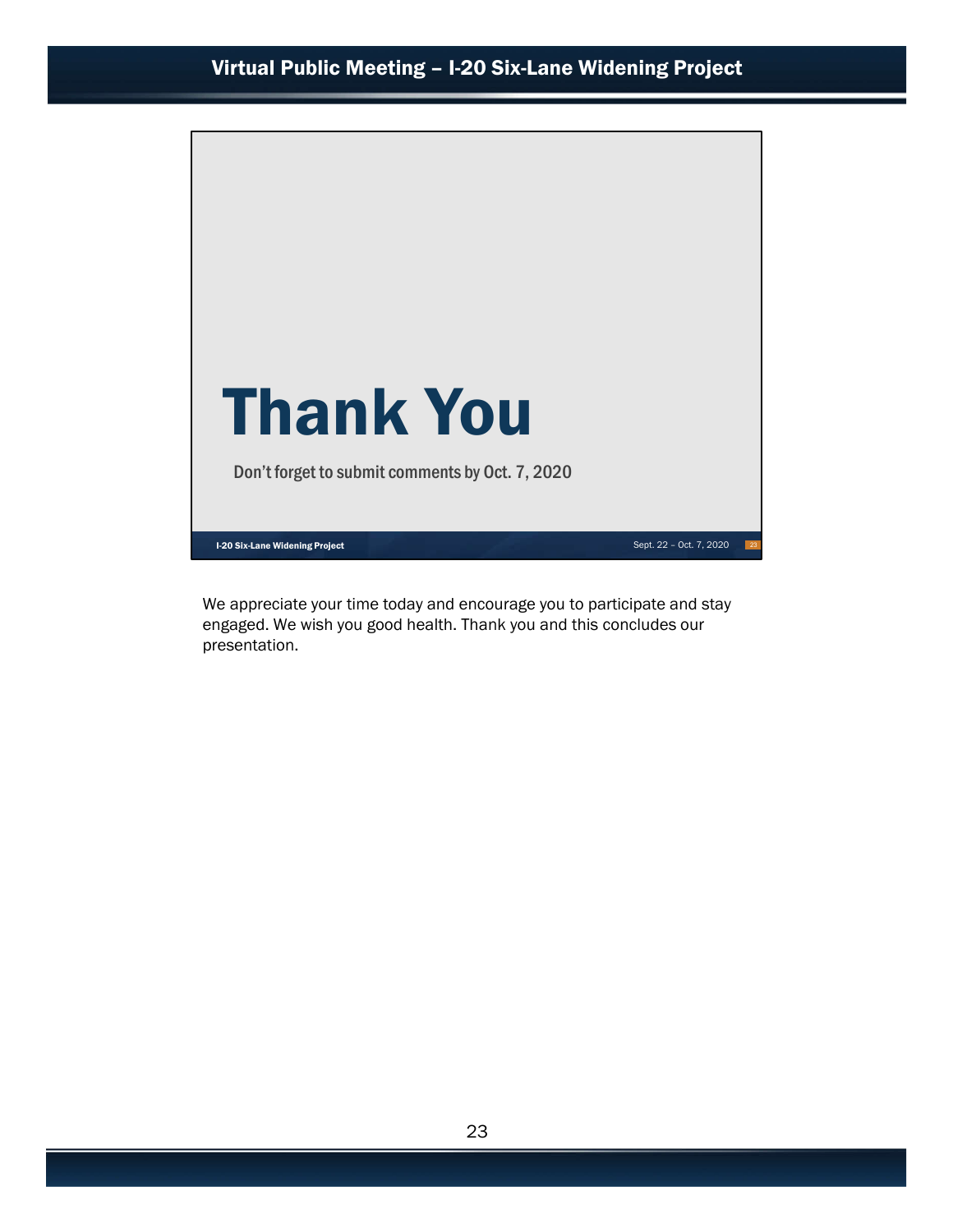# Thank You

Don't forget to submit comments by Oct. 7, 2020

I-20 Six-Lane Widening Project

Sept. 22 – Oct. 7, 2020

We appreciate your time today and encourage you to participate and stay engaged. We wish you good health. Thank you and this concludes our presentation.